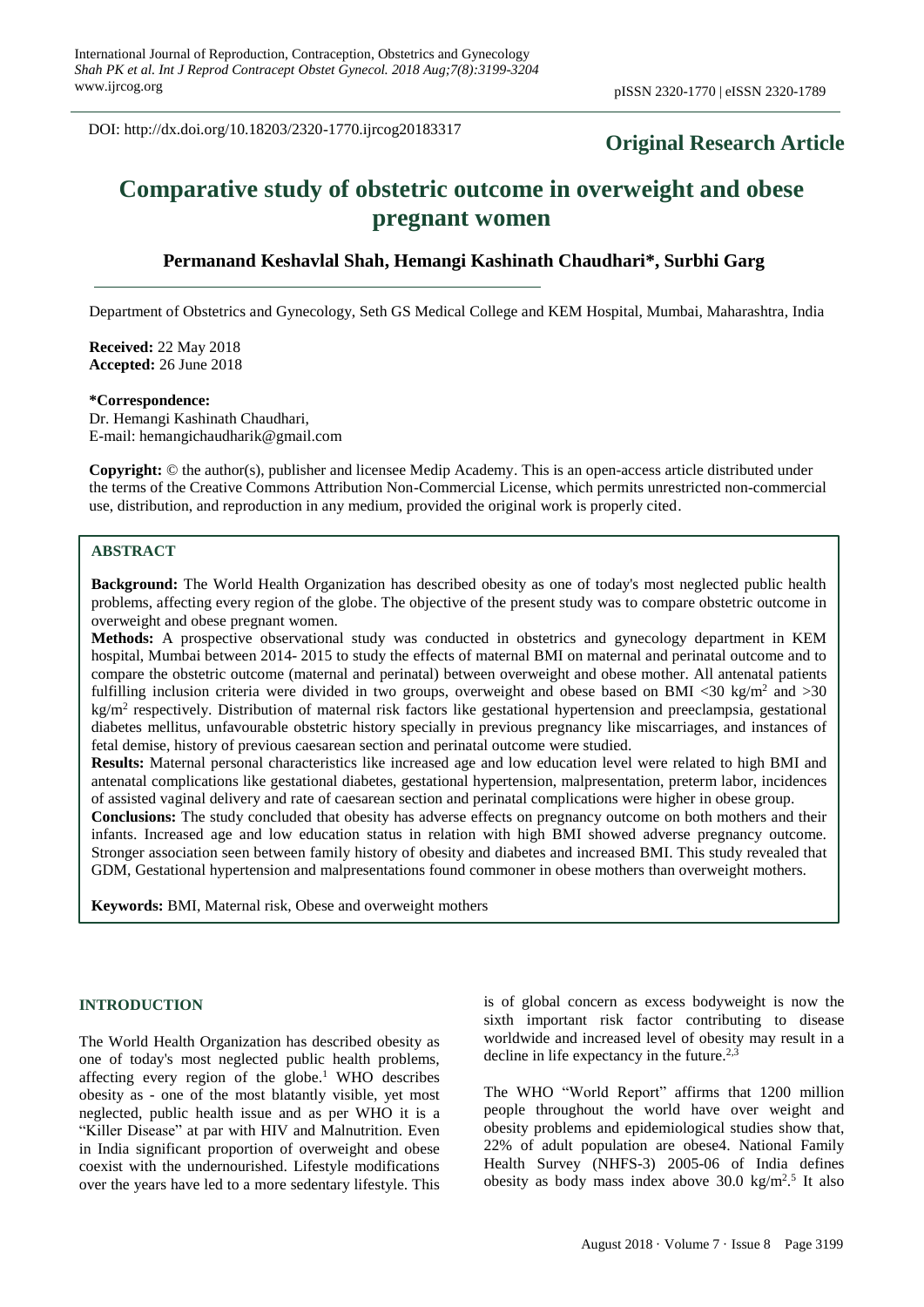DOI: http://dx.doi.org/10.18203/2320-1770.ijrcog20183317

**Original Research Article**

# Comparative study of obstetric outcome in overweight and obese pregnant women

**Permanand Keshavlal Shah, Hemangi Kashinath Chaudhari*, Surbhi Garg**

Department of Obstetrics and Gynecology, Seth GS Medical College and KEM Hospital, Mumbai, Maharashtra, India

**Received:** 22 May 2018
**Accepted:** 26 June 2018

**\*Correspondence:**
Dr. Hemangi Kashinath Chaudhari,
E-mail: hemangichaudharik@gmail.com

**Copyright:** © the author(s), publisher and licensee Medip Academy. This is an open-access article distributed under the terms of the Creative Commons Attribution Non-Commercial License, which permits unrestricted non-commercial use, distribution, and reproduction in any medium, provided the original work is properly cited.

## ABSTRACT

**Background:** The World Health Organization has described obesity as one of today's most neglected public health problems, affecting every region of the globe. The objective of the present study was to compare obstetric outcome in overweight and obese pregnant women.

**Methods:** A prospective observational study was conducted in obstetrics and gynecology department in KEM hospital, Mumbai between 2014- 2015 to study the effects of maternal BMI on maternal and perinatal outcome and to compare the obstetric outcome (maternal and perinatal) between overweight and obese mother. All antenatal patients fulfilling inclusion criteria were divided in two groups, overweight and obese based on BMI <30 kg/m$^2$ and >30 kg/m$^2$ respectively. Distribution of maternal risk factors like gestational hypertension and preeclampsia, gestational diabetes mellitus, unfavourable obstetric history specially in previous pregnancy like miscarriages, and instances of fetal demise, history of previous caesarean section and perinatal outcome were studied.

**Results:** Maternal personal characteristics like increased age and low education level were related to high BMI and antenatal complications like gestational diabetes, gestational hypertension, malpresentation, preterm labor, incidences of assisted vaginal delivery and rate of caesarean section and perinatal complications were higher in obese group.

**Conclusions:** The study concluded that obesity has adverse effects on pregnancy outcome on both mothers and their infants. Increased age and low education status in relation with high BMI showed adverse pregnancy outcome. Stronger association seen between family history of obesity and diabetes and increased BMI. This study revealed that GDM, Gestational hypertension and malpresentations found commoner in obese mothers than overweight mothers.

**Keywords:** BMI, Maternal risk, Obese and overweight mothers

## INTRODUCTION

The World Health Organization has described obesity as one of today's most neglected public health problems, affecting every region of the globe.[1] WHO describes obesity as - one of the most blatantly visible, yet most neglected, public health issue and as per WHO it is a "Killer Disease" at par with HIV and Malnutrition. Even in India significant proportion of overweight and obese coexist with the undernourished. Lifestyle modifications over the years have led to a more sedentary lifestyle. This is of global concern as excess bodyweight is now the sixth important risk factor contributing to disease worldwide and increased level of obesity may result in a decline in life expectancy in the future.[2,3]

The WHO "World Report" affirms that 1200 million people throughout the world have over weight and obesity problems and epidemiological studies show that, 22% of adult population are obese4. National Family Health Survey (NHFS-3) 2005-06 of India defines obesity as body mass index above 30.0 kg/m$^2$.[5] It also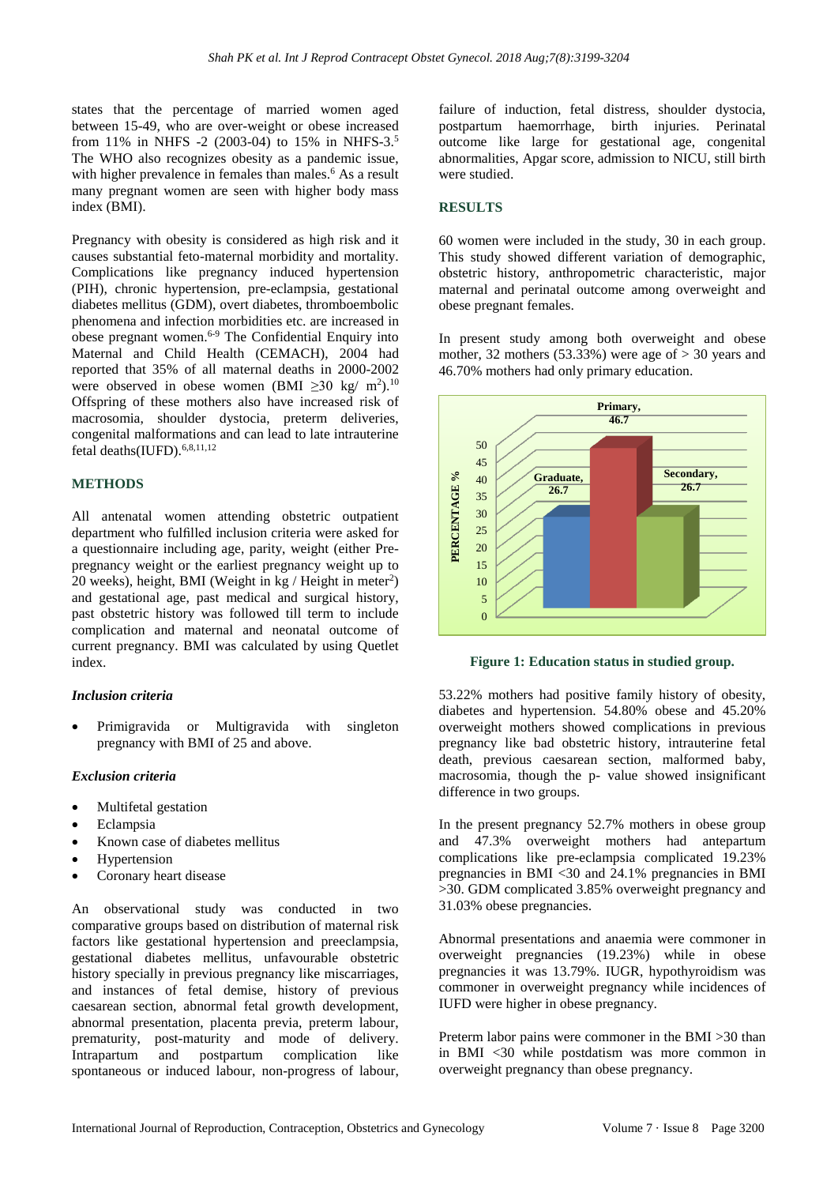states that the percentage of married women aged between 15-49, who are over-weight or obese increased from 11% in NHFS -2 (2003-04) to 15% in NHFS-3.[5] The WHO also recognizes obesity as a pandemic issue, with higher prevalence in females than males.[6] As a result many pregnant women are seen with higher body mass index (BMI).

Pregnancy with obesity is considered as high risk and it causes substantial feto-maternal morbidity and mortality. Complications like pregnancy induced hypertension (PIH), chronic hypertension, pre-eclampsia, gestational diabetes mellitus (GDM), overt diabetes, thromboembolic phenomena and infection morbidities etc. are increased in obese pregnant women.[6-9] The Confidential Enquiry into Maternal and Child Health (CEMACH), 2004 had reported that 35% of all maternal deaths in 2000-2002 were observed in obese women (BMI $\geq$30 kg/ m$^2$).[10] Offspring of these mothers also have increased risk of macrosomia, shoulder dystocia, preterm deliveries, congenital malformations and can lead to late intrauterine fetal deaths(IUFD).[6,8,11,12]

## METHODS

All antenatal women attending obstetric outpatient department who fulfilled inclusion criteria were asked for a questionnaire including age, parity, weight (either Pre-pregnancy weight or the earliest pregnancy weight up to 20 weeks), height, BMI (Weight in kg / Height in meter$^2$) and gestational age, past medical and surgical history, past obstetric history was followed till term to include complication and maternal and neonatal outcome of current pregnancy. BMI was calculated by using Quetlet index.

### *Inclusion criteria*

- Primigravida or Multigravida with singleton pregnancy with BMI of 25 and above.

### *Exclusion criteria*

- Multifetal gestation
- Eclampsia
- Known case of diabetes mellitus
- Hypertension
- Coronary heart disease

An observational study was conducted in two comparative groups based on distribution of maternal risk factors like gestational hypertension and preeclampsia, gestational diabetes mellitus, unfavourable obstetric history specially in previous pregnancy like miscarriages, and instances of fetal demise, history of previous caesarean section, abnormal fetal growth development, abnormal presentation, placenta previa, preterm labour, prematurity, post-maturity and mode of delivery. Intrapartum and postpartum complication like spontaneous or induced labour, non-progress of labour, failure of induction, fetal distress, shoulder dystocia, postpartum haemorrhage, birth injuries. Perinatal outcome like large for gestational age, congenital abnormalities, Apgar score, admission to NICU, still birth were studied.

## RESULTS

60 women were included in the study, 30 in each group. This study showed different variation of demographic, obstetric history, anthropometric characteristic, major maternal and perinatal outcome among overweight and obese pregnant females.

In present study among both overweight and obese mother, 32 mothers (53.33%) were age of > 30 years and 46.70% mothers had only primary education.

**Figure 1: Education status in studied group.**

53.22% mothers had positive family history of obesity, diabetes and hypertension. 54.80% obese and 45.20% overweight mothers showed complications in previous pregnancy like bad obstetric history, intrauterine fetal death, previous caesarean section, malformed baby, macrosomia, though the p- value showed insignificant difference in two groups.

In the present pregnancy 52.7% mothers in obese group and 47.3% overweight mothers had antepartum complications like pre-eclampsia complicated 19.23% pregnancies in BMI <30 and 24.1% pregnancies in BMI >30. GDM complicated 3.85% overweight pregnancy and 31.03% obese pregnancies.

Abnormal presentations and anaemia were commoner in overweight pregnancies (19.23%) while in obese pregnancies it was 13.79%. IUGR, hypothyroidism was commoner in overweight pregnancy while incidences of IUFD were higher in obese pregnancy.

Preterm labor pains were commoner in the BMI >30 than in BMI <30 while postdatism was more common in overweight pregnancy than obese pregnancy.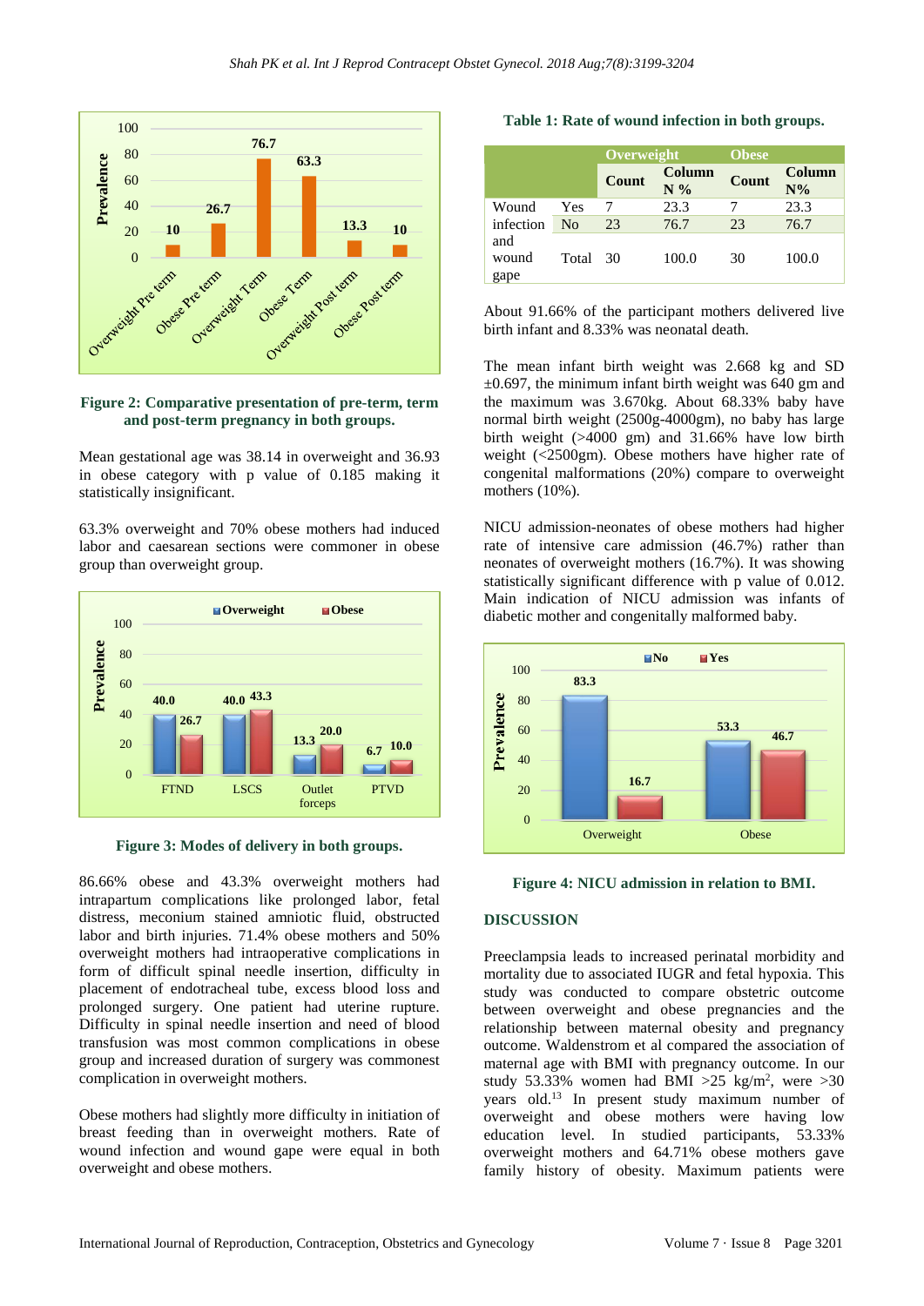Figure 2: Comparative presentation of pre-term, term and post-term pregnancy in both groups.

Mean gestational age was 38.14 in overweight and 36.93 in obese category with p value of 0.185 making it statistically insignificant.

63.3% overweight and 70% obese mothers had induced labor and caesarean sections were commoner in obese group than overweight group.

Figure 3: Modes of delivery in both groups.

86.66% obese and 43.3% overweight mothers had intrapartum complications like prolonged labor, fetal distress, meconium stained amniotic fluid, obstructed labor and birth injuries. 71.4% obese mothers and 50% overweight mothers had intraoperative complications in form of difficult spinal needle insertion, difficulty in placement of endotracheal tube, excess blood loss and prolonged surgery. One patient had uterine rupture. Difficulty in spinal needle insertion and need of blood transfusion was most common complications in obese group and increased duration of surgery was commonest complication in overweight mothers.

Obese mothers had slightly more difficulty in initiation of breast feeding than in overweight mothers. Rate of wound infection and wound gape were equal in both overweight and obese mothers.

**Table 1: Rate of wound infection in both groups.**

| | | Overweight | | Obese | |
|---|---|---|---|---|---|
| | | Count | Column N % | Count | Column N% |
| Wound infection and wound gape | Yes | 7 | 23.3 | 7 | 23.3 |
| | No | 23 | 76.7 | 23 | 76.7 |
| | Total | 30 | 100.0 | 30 | 100.0 |

About 91.66% of the participant mothers delivered live birth infant and 8.33% was neonatal death.

The mean infant birth weight was 2.668 kg and SD ±0.697, the minimum infant birth weight was 640 gm and the maximum was 3.670kg. About 68.33% baby have normal birth weight (2500g-4000gm), no baby has large birth weight (>4000 gm) and 31.66% have low birth weight (<2500gm). Obese mothers have higher rate of congenital malformations (20%) compare to overweight mothers (10%).

NICU admission-neonates of obese mothers had higher rate of intensive care admission (46.7%) rather than neonates of overweight mothers (16.7%). It was showing statistically significant difference with p value of 0.012. Main indication of NICU admission was infants of diabetic mother and congenitally malformed baby.

Figure 4: NICU admission in relation to BMI.

## DISCUSSION

Preeclampsia leads to increased perinatal morbidity and mortality due to associated IUGR and fetal hypoxia. This study was conducted to compare obstetric outcome between overweight and obese pregnancies and the relationship between maternal obesity and pregnancy outcome. Waldenstrom et al compared the association of maternal age with BMI with pregnancy outcome. In our study 53.33% women had BMI >25 kg/m$^2$, were >30 years old.[13] In present study maximum number of overweight and obese mothers were having low education level. In studied participants, 53.33% overweight mothers and 64.71% obese mothers gave family history of obesity. Maximum patients were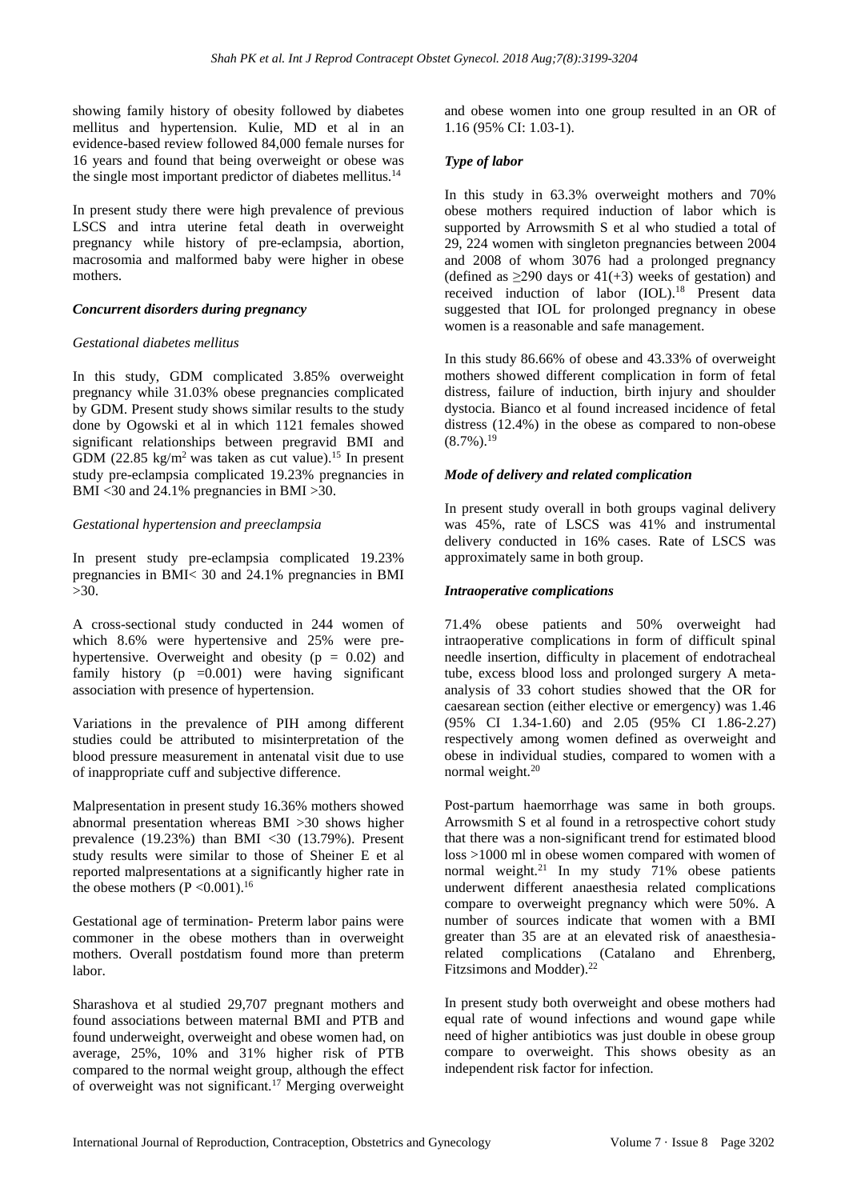showing family history of obesity followed by diabetes mellitus and hypertension. Kulie, MD et al in an evidence-based review followed 84,000 female nurses for 16 years and found that being overweight or obese was the single most important predictor of diabetes mellitus.[14]

In present study there were high prevalence of previous LSCS and intra uterine fetal death in overweight pregnancy while history of pre-eclampsia, abortion, macrosomia and malformed baby were higher in obese mothers.

### *Concurrent disorders during pregnancy*

#### *Gestational diabetes mellitus*

In this study, GDM complicated 3.85% overweight pregnancy while 31.03% obese pregnancies complicated by GDM. Present study shows similar results to the study done by Ogowski et al in which 1121 females showed significant relationships between pregravid BMI and GDM (22.85 kg/m$^2$ was taken as cut value).[15] In present study pre-eclampsia complicated 19.23% pregnancies in BMI <30 and 24.1% pregnancies in BMI >30.

#### *Gestational hypertension and preeclampsia*

In present study pre-eclampsia complicated 19.23% pregnancies in BMI< 30 and 24.1% pregnancies in BMI >30.

A cross-sectional study conducted in 244 women of which 8.6% were hypertensive and 25% were pre-hypertensive. Overweight and obesity ($p = 0.02$) and family history ($p = 0.001$) were having significant association with presence of hypertension.

Variations in the prevalence of PIH among different studies could be attributed to misinterpretation of the blood pressure measurement in antenatal visit due to use of inappropriate cuff and subjective difference.

Malpresentation in present study 16.36% mothers showed abnormal presentation whereas BMI >30 shows higher prevalence (19.23%) than BMI <30 (13.79%). Present study results were similar to those of Sheiner E et al reported malpresentations at a significantly higher rate in the obese mothers ($P < 0.001$).[16]

Gestational age of termination- Preterm labor pains were commoner in the obese mothers than in overweight mothers. Overall postdatism found more than preterm labor.

Sharashova et al studied 29,707 pregnant mothers and found associations between maternal BMI and PTB and found underweight, overweight and obese women had, on average, 25%, 10% and 31% higher risk of PTB compared to the normal weight group, although the effect of overweight was not significant.[17] Merging overweight and obese women into one group resulted in an OR of 1.16 (95% CI: 1.03-1).

### *Type of labor*

In this study in 63.3% overweight mothers and 70% obese mothers required induction of labor which is supported by Arrowsmith S et al who studied a total of 29, 224 women with singleton pregnancies between 2004 and 2008 of whom 3076 had a prolonged pregnancy (defined as ≥290 days or 41(+3) weeks of gestation) and received induction of labor (IOL).[18] Present data suggested that IOL for prolonged pregnancy in obese women is a reasonable and safe management.

In this study 86.66% of obese and 43.33% of overweight mothers showed different complication in form of fetal distress, failure of induction, birth injury and shoulder dystocia. Bianco et al found increased incidence of fetal distress (12.4%) in the obese as compared to non-obese (8.7%).[19]

### *Mode of delivery and related complication*

In present study overall in both groups vaginal delivery was 45%, rate of LSCS was 41% and instrumental delivery conducted in 16% cases. Rate of LSCS was approximately same in both group.

### *Intraoperative complications*

71.4% obese patients and 50% overweight had intraoperative complications in form of difficult spinal needle insertion, difficulty in placement of endotracheal tube, excess blood loss and prolonged surgery A meta-analysis of 33 cohort studies showed that the OR for caesarean section (either elective or emergency) was 1.46 (95% CI 1.34-1.60) and 2.05 (95% CI 1.86-2.27) respectively among women defined as overweight and obese in individual studies, compared to women with a normal weight.[20]

Post-partum haemorrhage was same in both groups. Arrowsmith S et al found in a retrospective cohort study that there was a non-significant trend for estimated blood loss >1000 ml in obese women compared with women of normal weight.[21] In my study 71% obese patients underwent different anaesthesia related complications compare to overweight pregnancy which were 50%. A number of sources indicate that women with a BMI greater than 35 are at an elevated risk of anaesthesia-related complications (Catalano and Ehrenberg, Fitzsimons and Modder).[22]

In present study both overweight and obese mothers had equal rate of wound infections and wound gape while need of higher antibiotics was just double in obese group compare to overweight. This shows obesity as an independent risk factor for infection.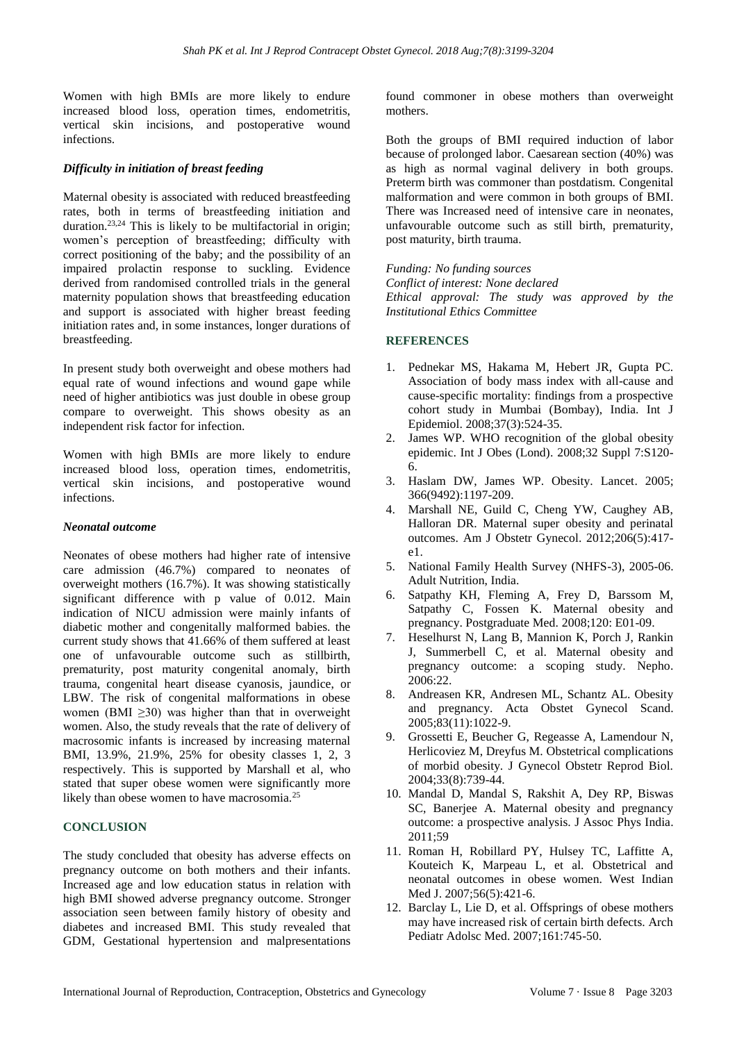Women with high BMIs are more likely to endure increased blood loss, operation times, endometritis, vertical skin incisions, and postoperative wound infections.

### *Difficulty in initiation of breast feeding*

Maternal obesity is associated with reduced breastfeeding rates, both in terms of breastfeeding initiation and duration.[23,24] This is likely to be multifactorial in origin; women's perception of breastfeeding; difficulty with correct positioning of the baby; and the possibility of an impaired prolactin response to suckling. Evidence derived from randomised controlled trials in the general maternity population shows that breastfeeding education and support is associated with higher breast feeding initiation rates and, in some instances, longer durations of breastfeeding.

In present study both overweight and obese mothers had equal rate of wound infections and wound gape while need of higher antibiotics was just double in obese group compare to overweight. This shows obesity as an independent risk factor for infection.

Women with high BMIs are more likely to endure increased blood loss, operation times, endometritis, vertical skin incisions, and postoperative wound infections.

### *Neonatal outcome*

Neonates of obese mothers had higher rate of intensive care admission (46.7%) compared to neonates of overweight mothers (16.7%). It was showing statistically significant difference with p value of 0.012. Main indication of NICU admission were mainly infants of diabetic mother and congenitally malformed babies. the current study shows that 41.66% of them suffered at least one of unfavourable outcome such as stillbirth, prematurity, post maturity congenital anomaly, birth trauma, congenital heart disease cyanosis, jaundice, or LBW. The risk of congenital malformations in obese women (BMI $\geq$30) was higher than that in overweight women. Also, the study reveals that the rate of delivery of macrosomic infants is increased by increasing maternal BMI, 13.9%, 21.9%, 25% for obesity classes 1, 2, 3 respectively. This is supported by Marshall et al, who stated that super obese women were significantly more likely than obese women to have macrosomia.[25]

## CONCLUSION

The study concluded that obesity has adverse effects on pregnancy outcome on both mothers and their infants. Increased age and low education status in relation with high BMI showed adverse pregnancy outcome. Stronger association seen between family history of obesity and diabetes and increased BMI. This study revealed that GDM, Gestational hypertension and malpresentations found commoner in obese mothers than overweight mothers.

Both the groups of BMI required induction of labor because of prolonged labor. Caesarean section (40%) was as high as normal vaginal delivery in both groups. Preterm birth was commoner than postdatism. Congenital malformation and were common in both groups of BMI. There was Increased need of intensive care in neonates, unfavourable outcome such as still birth, prematurity, post maturity, birth trauma.

*Funding: No funding sources*
*Conflict of interest: None declared*
*Ethical approval: The study was approved by the Institutional Ethics Committee*

## REFERENCES

1. Pednekar MS, Hakama M, Hebert JR, Gupta PC. Association of body mass index with all-cause and cause-specific mortality: findings from a prospective cohort study in Mumbai (Bombay), India. Int J Epidemiol. 2008;37(3):524-35.
2. James WP. WHO recognition of the global obesity epidemic. Int J Obes (Lond). 2008;32 Suppl 7:S120-6.
3. Haslam DW, James WP. Obesity. Lancet. 2005; 366(9492):1197-209.
4. Marshall NE, Guild C, Cheng YW, Caughey AB, Halloran DR. Maternal super obesity and perinatal outcomes. Am J Obstetr Gynecol. 2012;206(5):417-e1.
5. National Family Health Survey (NHFS-3), 2005-06. Adult Nutrition, India.
6. Satpathy KH, Fleming A, Frey D, Barssom M, Satpathy C, Fossen K. Maternal obesity and pregnancy. Postgraduate Med. 2008;120: E01-09.
7. Heselhurst N, Lang B, Mannion K, Porch J, Rankin J, Summerbell C, et al. Maternal obesity and pregnancy outcome: a scoping study. Nepho. 2006:22.
8. Andreasen KR, Andresen ML, Schantz AL. Obesity and pregnancy. Acta Obstet Gynecol Scand. 2005;83(11):1022-9.
9. Grossetti E, Beucher G, Regeasse A, Lamendour N, Herlicoviez M, Dreyfus M. Obstetrical complications of morbid obesity. J Gynecol Obstetr Reprod Biol. 2004;33(8):739-44.
10. Mandal D, Mandal S, Rakshit A, Dey RP, Biswas SC, Banerjee A. Maternal obesity and pregnancy outcome: a prospective analysis. J Assoc Phys India. 2011;59
11. Roman H, Robillard PY, Hulsey TC, Laffitte A, Kouteich K, Marpeau L, et al. Obstetrical and neonatal outcomes in obese women. West Indian Med J. 2007;56(5):421-6.
12. Barclay L, Lie D, et al. Offsprings of obese mothers may have increased risk of certain birth defects. Arch Pediatr Adolsc Med. 2007;161:745-50.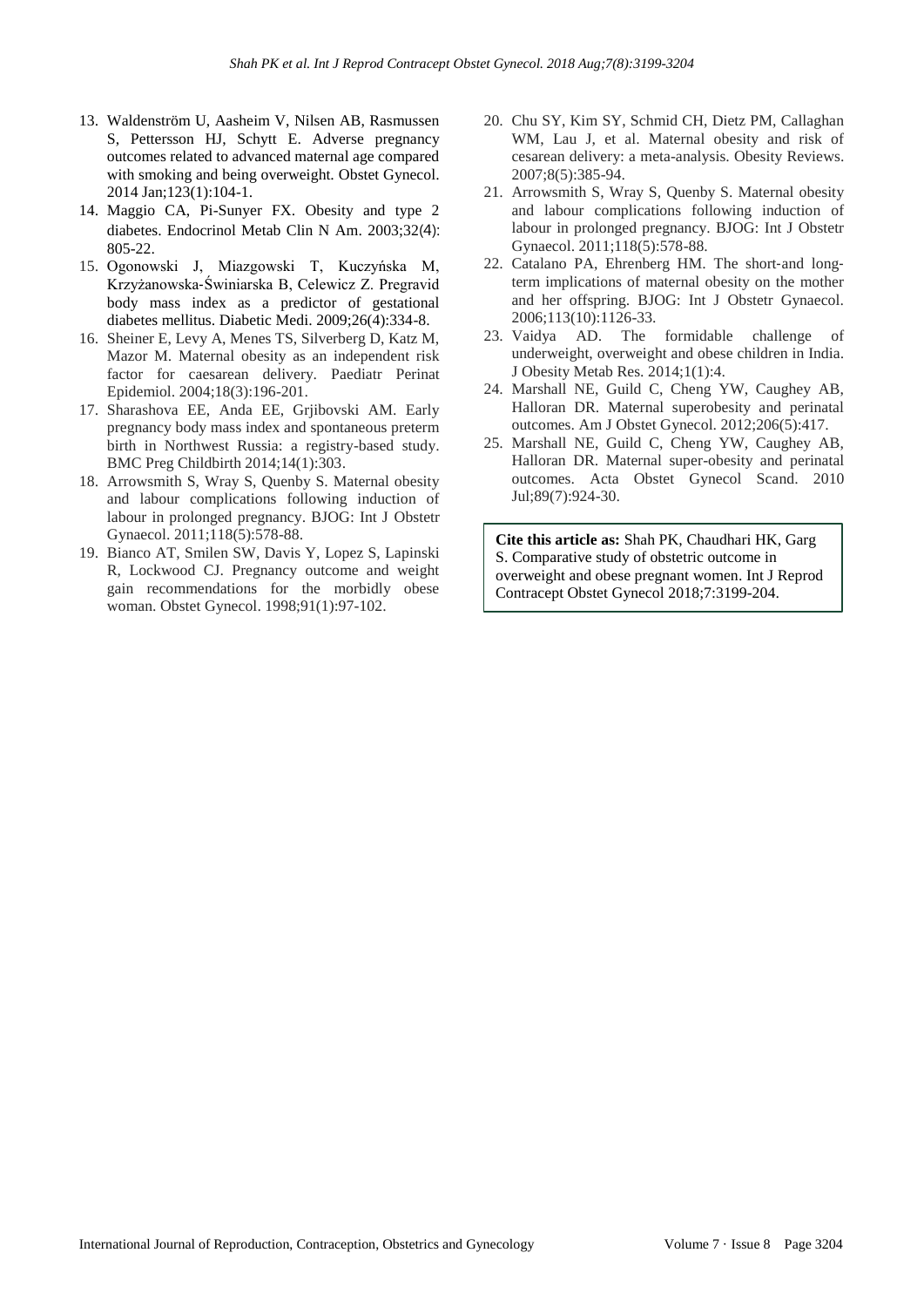13. Waldenström U, Aasheim V, Nilsen AB, Rasmussen S, Pettersson HJ, Schytt E. Adverse pregnancy outcomes related to advanced maternal age compared with smoking and being overweight. Obstet Gynecol. 2014 Jan;123(1):104-1.
14. Maggio CA, Pi-Sunyer FX. Obesity and type 2 diabetes. Endocrinol Metab Clin N Am. 2003;32(4): 805-22.
15. Ogonowski J, Miazgowski T, Kuczyńska M, Krzyżanowska‐Świniarska B, Celewicz Z. Pregravid body mass index as a predictor of gestational diabetes mellitus. Diabetic Medi. 2009;26(4):334-8.
16. Sheiner E, Levy A, Menes TS, Silverberg D, Katz M, Mazor M. Maternal obesity as an independent risk factor for caesarean delivery. Paediatr Perinat Epidemiol. 2004;18(3):196-201.
17. Sharashova EE, Anda EE, Grjibovski AM. Early pregnancy body mass index and spontaneous preterm birth in Northwest Russia: a registry-based study. BMC Preg Childbirth 2014;14(1):303.
18. Arrowsmith S, Wray S, Quenby S. Maternal obesity and labour complications following induction of labour in prolonged pregnancy. BJOG: Int J Obstetr Gynaecol. 2011;118(5):578-88.
19. Bianco AT, Smilen SW, Davis Y, Lopez S, Lapinski R, Lockwood CJ. Pregnancy outcome and weight gain recommendations for the morbidly obese woman. Obstet Gynecol. 1998;91(1):97-102.
20. Chu SY, Kim SY, Schmid CH, Dietz PM, Callaghan WM, Lau J, et al. Maternal obesity and risk of cesarean delivery: a meta-analysis. Obesity Reviews. 2007;8(5):385-94.
21. Arrowsmith S, Wray S, Quenby S. Maternal obesity and labour complications following induction of labour in prolonged pregnancy. BJOG: Int J Obstetr Gynaecol. 2011;118(5):578-88.
22. Catalano PA, Ehrenberg HM. The short‐and long‐term implications of maternal obesity on the mother and her offspring. BJOG: Int J Obstetr Gynaecol. 2006;113(10):1126-33.
23. Vaidya AD. The formidable challenge of underweight, overweight and obese children in India. J Obesity Metab Res. 2014;1(1):4.
24. Marshall NE, Guild C, Cheng YW, Caughey AB, Halloran DR. Maternal superobesity and perinatal outcomes. Am J Obstet Gynecol. 2012;206(5):417.
25. Marshall NE, Guild C, Cheng YW, Caughey AB, Halloran DR. Maternal super-obesity and perinatal outcomes. Acta Obstet Gynecol Scand. 2010 Jul;89(7):924-30.

**Cite this article as:** Shah PK, Chaudhari HK, Garg S. Comparative study of obstetric outcome in overweight and obese pregnant women. Int J Reprod Contracept Obstet Gynecol 2018;7:3199-204.